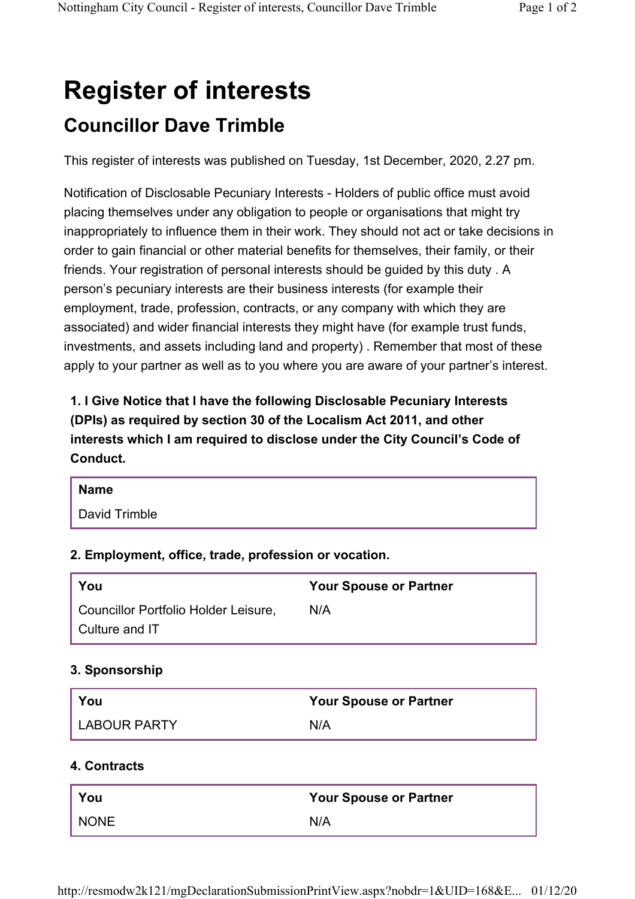# Register of interests

## Councillor Dave Trimble

This register of interests was published on Tuesday, 1st December, 2020, 2.27 pm.

Notification of Disclosable Pecuniary Interests - Holders of public office must avoid placing themselves under any obligation to people or organisations that might try inappropriately to influence them in their work. They should not act or take decisions in order to gain financial or other material benefits for themselves, their family, or their friends. Your registration of personal interests should be guided by this duty . A person's pecuniary interests are their business interests (for example their employment, trade, profession, contracts, or any company with which they are associated) and wider financial interests they might have (for example trust funds, investments, and assets including land and property) . Remember that most of these apply to your partner as well as to you where you are aware of your partner's interest.

**1. I Give Notice that I have the following Disclosable Pecuniary Interests (DPIs) as required by section 30 of the Localism Act 2011, and other interests which I am required to disclose under the City Council's Code of Conduct.**

| Name |
|---|
| David Trimble |

**2. Employment, office, trade, profession or vocation.**

| You | Your Spouse or Partner |
|---|---|
| Councillor Portfolio Holder Leisure, Culture and IT | N/A |

**3. Sponsorship**

| You | Your Spouse or Partner |
|---|---|
| LABOUR PARTY | N/A |

**4. Contracts**

| You | Your Spouse or Partner |
|---|---|
| NONE | N/A |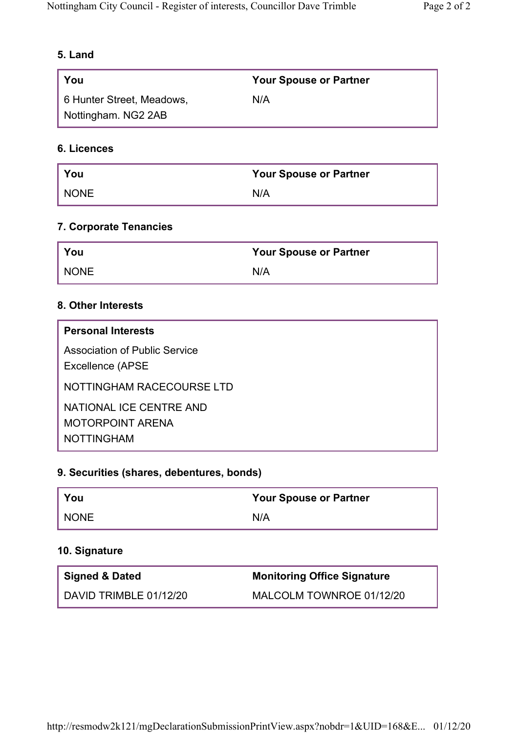## 5. Land

| You | Your Spouse or Partner |
| --- | --- |
| 6 Hunter Street, Meadows, Nottingham. NG2 2AB | N/A |

## 6. Licences

| You | Your Spouse or Partner |
| --- | --- |
| NONE | N/A |

## 7. Corporate Tenancies

| You | Your Spouse or Partner |
| --- | --- |
| NONE | N/A |

## 8. Other Interests

| Personal Interests |
| --- |
| Association of Public Service Excellence (APSE |
| NOTTINGHAM RACECOURSE LTD |
| NATIONAL ICE CENTRE AND MOTORPOINT ARENA NOTTINGHAM |

## 9. Securities (shares, debentures, bonds)

| You | Your Spouse or Partner |
| --- | --- |
| NONE | N/A |

## 10. Signature

| Signed & Dated | Monitoring Office Signature |
| --- | --- |
| DAVID TRIMBLE 01/12/20 | MALCOLM TOWNROE 01/12/20 |